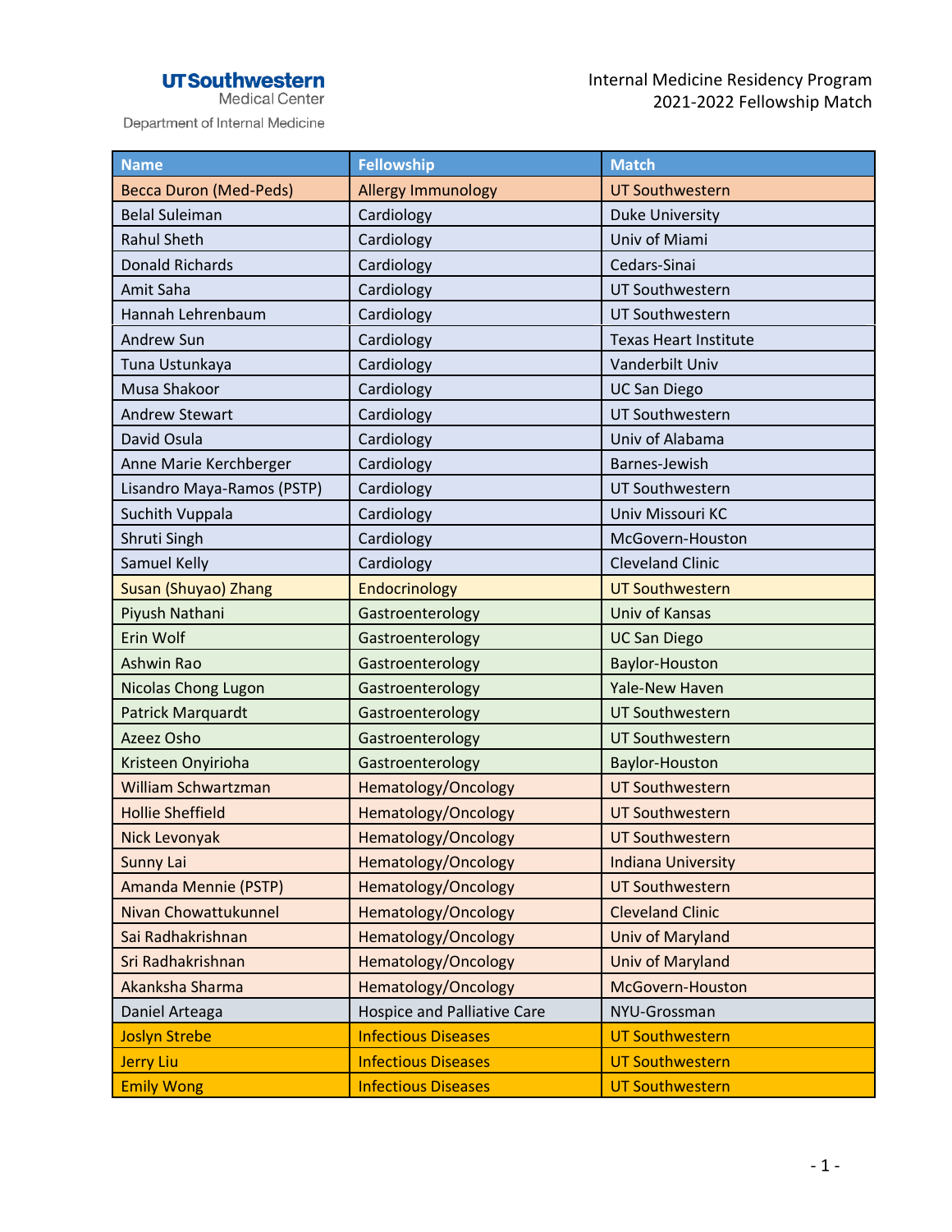UTSouthwestern Medical Center

Department of Internal Medicine

Internal Medicine Residency Program
2021-2022 Fellowship Match

| Name | Fellowship | Match |
|---|---|---|
| Becca Duron (Med-Peds) | Allergy Immunology | UT Southwestern |
| Belal Suleiman | Cardiology | Duke University |
| Rahul Sheth | Cardiology | Univ of Miami |
| Donald Richards | Cardiology | Cedars-Sinai |
| Amit Saha | Cardiology | UT Southwestern |
| Hannah Lehrenbaum | Cardiology | UT Southwestern |
| Andrew Sun | Cardiology | Texas Heart Institute |
| Tuna Ustunkaya | Cardiology | Vanderbilt Univ |
| Musa Shakoor | Cardiology | UC San Diego |
| Andrew Stewart | Cardiology | UT Southwestern |
| David Osula | Cardiology | Univ of Alabama |
| Anne Marie Kerchberger | Cardiology | Barnes-Jewish |
| Lisandro Maya-Ramos (PSTP) | Cardiology | UT Southwestern |
| Suchith Vuppala | Cardiology | Univ Missouri KC |
| Shruti Singh | Cardiology | McGovern-Houston |
| Samuel Kelly | Cardiology | Cleveland Clinic |
| Susan (Shuyao) Zhang | Endocrinology | UT Southwestern |
| Piyush Nathani | Gastroenterology | Univ of Kansas |
| Erin Wolf | Gastroenterology | UC San Diego |
| Ashwin Rao | Gastroenterology | Baylor-Houston |
| Nicolas Chong Lugon | Gastroenterology | Yale-New Haven |
| Patrick Marquardt | Gastroenterology | UT Southwestern |
| Azeez Osho | Gastroenterology | UT Southwestern |
| Kristeen Onyirioha | Gastroenterology | Baylor-Houston |
| William Schwartzman | Hematology/Oncology | UT Southwestern |
| Hollie Sheffield | Hematology/Oncology | UT Southwestern |
| Nick Levonyak | Hematology/Oncology | UT Southwestern |
| Sunny Lai | Hematology/Oncology | Indiana University |
| Amanda Mennie (PSTP) | Hematology/Oncology | UT Southwestern |
| Nivan Chowattukunnel | Hematology/Oncology | Cleveland Clinic |
| Sai Radhakrishnan | Hematology/Oncology | Univ of Maryland |
| Sri Radhakrishnan | Hematology/Oncology | Univ of Maryland |
| Akanksha Sharma | Hematology/Oncology | McGovern-Houston |
| Daniel Arteaga | Hospice and Palliative Care | NYU-Grossman |
| Joslyn Strebe | Infectious Diseases | UT Southwestern |
| Jerry Liu | Infectious Diseases | UT Southwestern |
| Emily Wong | Infectious Diseases | UT Southwestern |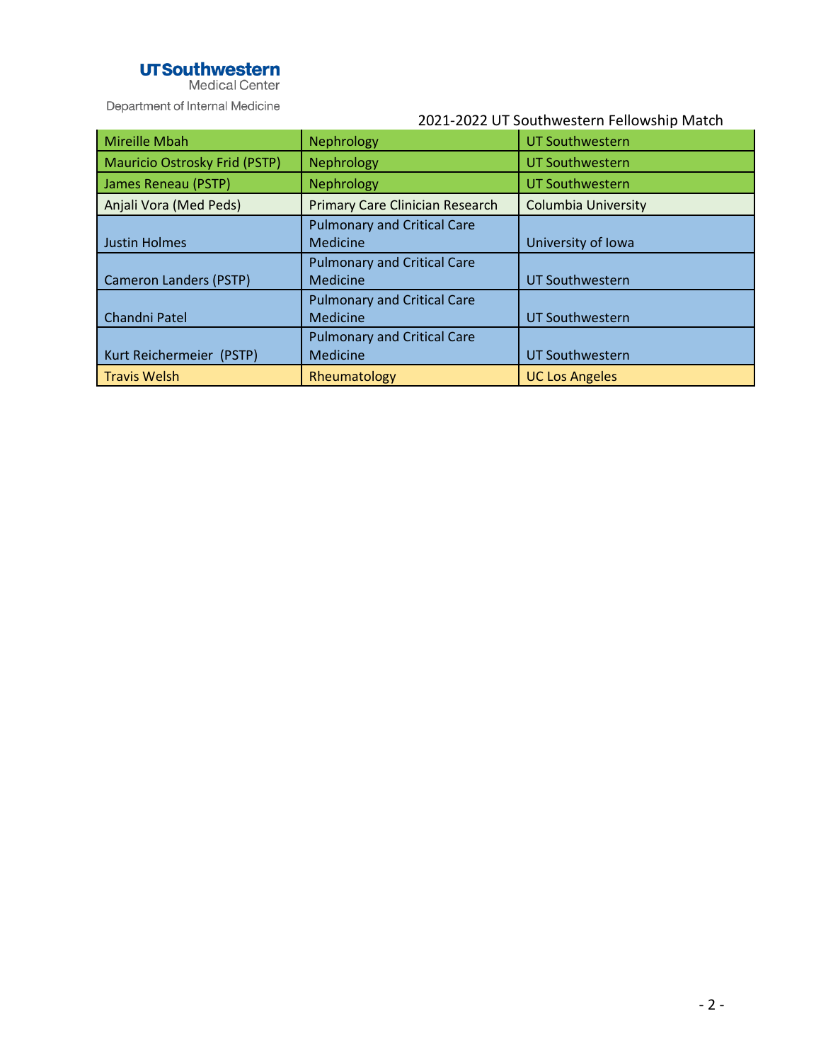UTSouthwestern Medical Center

Department of Internal Medicine

2021-2022 UT Southwestern Fellowship Match

| | | |
|---|---|---|
| Mireille Mbah | Nephrology | UT Southwestern |
| Mauricio Ostrosky Frid (PSTP) | Nephrology | UT Southwestern |
| James Reneau (PSTP) | Nephrology | UT Southwestern |
| Anjali Vora (Med Peds) | Primary Care Clinician Research | Columbia University |
| Justin Holmes | Pulmonary and Critical Care Medicine | University of Iowa |
| Cameron Landers (PSTP) | Pulmonary and Critical Care Medicine | UT Southwestern |
| Chandni Patel | Pulmonary and Critical Care Medicine | UT Southwestern |
| Kurt Reichermeier (PSTP) | Pulmonary and Critical Care Medicine | UT Southwestern |
| Travis Welsh | Rheumatology | UC Los Angeles |